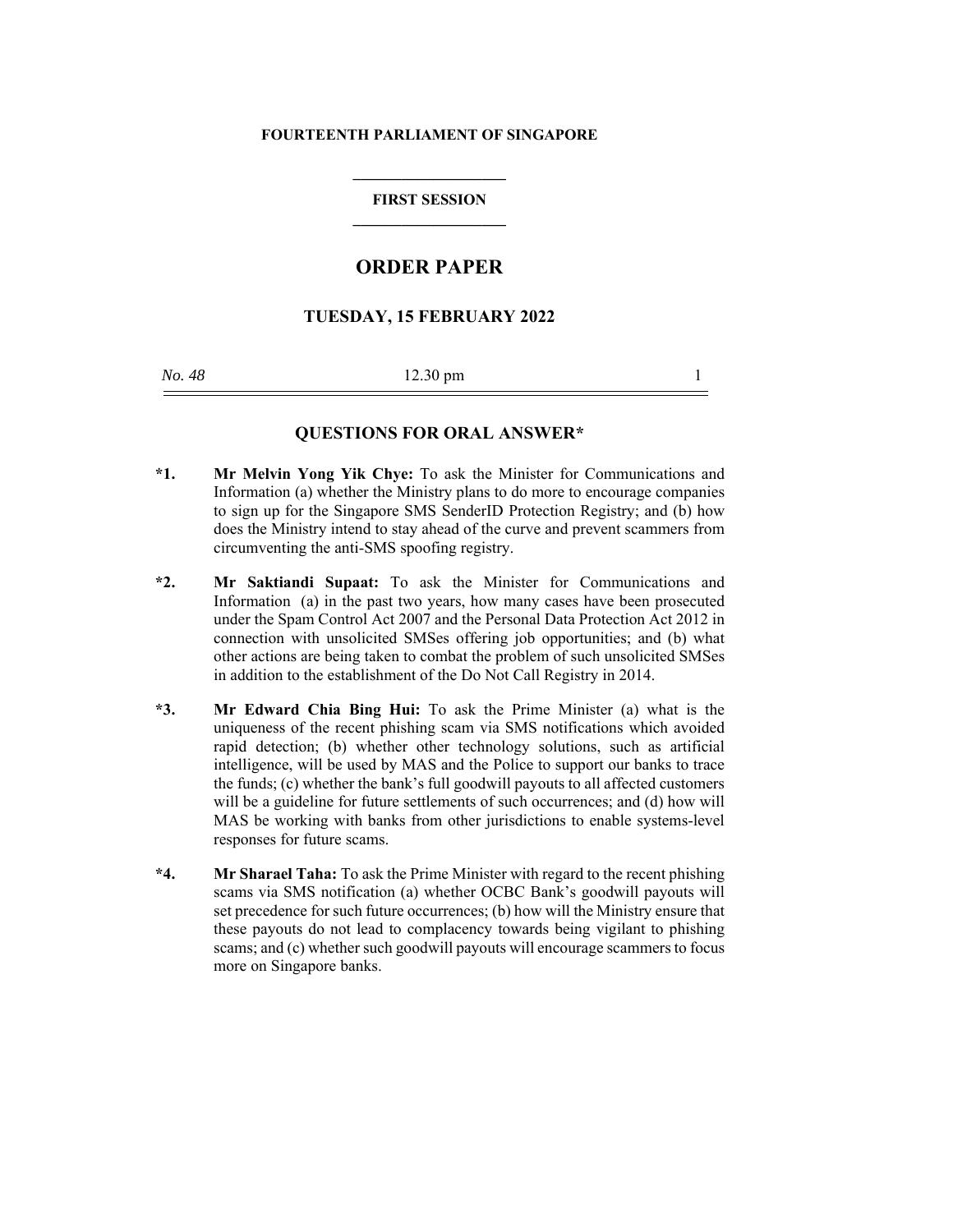**FOURTEENTH PARLIAMENT OF SINGAPORE**

---

**FIRST SESSION**

---

# ORDER PAPER

## TUESDAY, 15 FEBRUARY 2022

*No. 48* 12.30 pm

---

## QUESTIONS FOR ORAL ANSWER*

**\*1.** **Mr Melvin Yong Yik Chye:** To ask the Minister for Communications and Information (a) whether the Ministry plans to do more to encourage companies to sign up for the Singapore SMS SenderID Protection Registry; and (b) how does the Ministry intend to stay ahead of the curve and prevent scammers from circumventing the anti-SMS spoofing registry.

**\*2.** **Mr Saktiandi Supaat:** To ask the Minister for Communications and Information (a) in the past two years, how many cases have been prosecuted under the Spam Control Act 2007 and the Personal Data Protection Act 2012 in connection with unsolicited SMSes offering job opportunities; and (b) what other actions are being taken to combat the problem of such unsolicited SMSes in addition to the establishment of the Do Not Call Registry in 2014.

**\*3.** **Mr Edward Chia Bing Hui:** To ask the Prime Minister (a) what is the uniqueness of the recent phishing scam via SMS notifications which avoided rapid detection; (b) whether other technology solutions, such as artificial intelligence, will be used by MAS and the Police to support our banks to trace the funds; (c) whether the bank's full goodwill payouts to all affected customers will be a guideline for future settlements of such occurrences; and (d) how will MAS be working with banks from other jurisdictions to enable systems-level responses for future scams.

**\*4.** **Mr Sharael Taha:** To ask the Prime Minister with regard to the recent phishing scams via SMS notification (a) whether OCBC Bank's goodwill payouts will set precedence for such future occurrences; (b) how will the Ministry ensure that these payouts do not lead to complacency towards being vigilant to phishing scams; and (c) whether such goodwill payouts will encourage scammers to focus more on Singapore banks.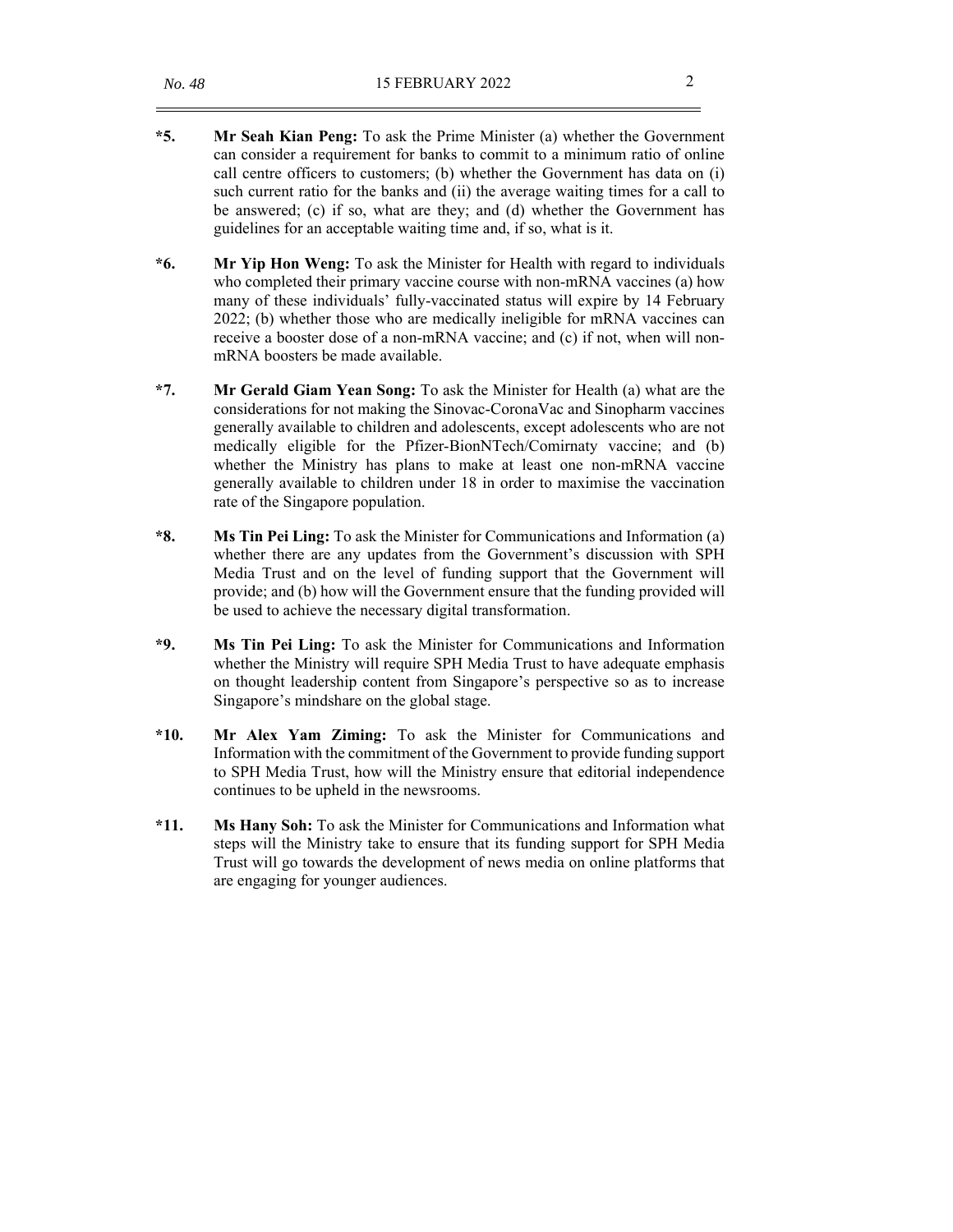**\*5.** **Mr Seah Kian Peng:** To ask the Prime Minister (a) whether the Government can consider a requirement for banks to commit to a minimum ratio of online call centre officers to customers; (b) whether the Government has data on (i) such current ratio for the banks and (ii) the average waiting times for a call to be answered; (c) if so, what are they; and (d) whether the Government has guidelines for an acceptable waiting time and, if so, what is it.

**\*6.** **Mr Yip Hon Weng:** To ask the Minister for Health with regard to individuals who completed their primary vaccine course with non-mRNA vaccines (a) how many of these individuals' fully-vaccinated status will expire by 14 February 2022; (b) whether those who are medically ineligible for mRNA vaccines can receive a booster dose of a non-mRNA vaccine; and (c) if not, when will non-mRNA boosters be made available.

**\*7.** **Mr Gerald Giam Yean Song:** To ask the Minister for Health (a) what are the considerations for not making the Sinovac-CoronaVac and Sinopharm vaccines generally available to children and adolescents, except adolescents who are not medically eligible for the Pfizer-BionNTech/Comirnaty vaccine; and (b) whether the Ministry has plans to make at least one non-mRNA vaccine generally available to children under 18 in order to maximise the vaccination rate of the Singapore population.

**\*8.** **Ms Tin Pei Ling:** To ask the Minister for Communications and Information (a) whether there are any updates from the Government's discussion with SPH Media Trust and on the level of funding support that the Government will provide; and (b) how will the Government ensure that the funding provided will be used to achieve the necessary digital transformation.

**\*9.** **Ms Tin Pei Ling:** To ask the Minister for Communications and Information whether the Ministry will require SPH Media Trust to have adequate emphasis on thought leadership content from Singapore's perspective so as to increase Singapore's mindshare on the global stage.

**\*10.** **Mr Alex Yam Ziming:** To ask the Minister for Communications and Information with the commitment of the Government to provide funding support to SPH Media Trust, how will the Ministry ensure that editorial independence continues to be upheld in the newsrooms.

**\*11.** **Ms Hany Soh:** To ask the Minister for Communications and Information what steps will the Ministry take to ensure that its funding support for SPH Media Trust will go towards the development of news media on online platforms that are engaging for younger audiences.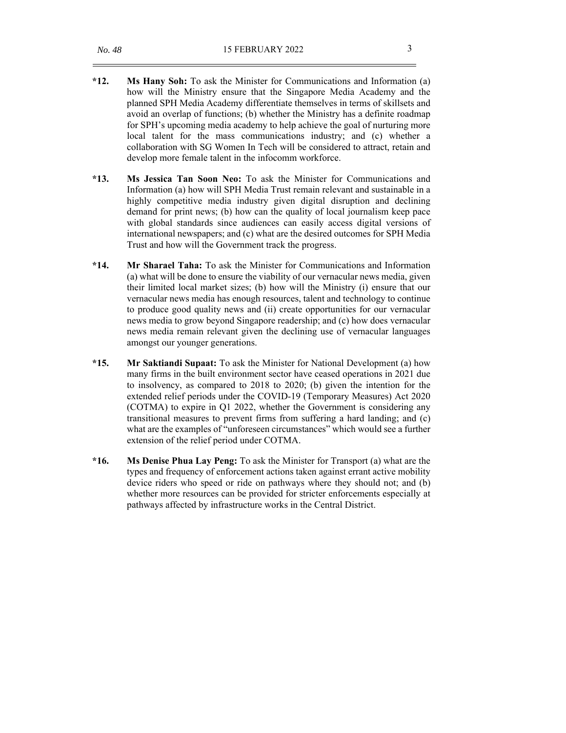**\*12.** **Ms Hany Soh:** To ask the Minister for Communications and Information (a) how will the Ministry ensure that the Singapore Media Academy and the planned SPH Media Academy differentiate themselves in terms of skillsets and avoid an overlap of functions; (b) whether the Ministry has a definite roadmap for SPH's upcoming media academy to help achieve the goal of nurturing more local talent for the mass communications industry; and (c) whether a collaboration with SG Women In Tech will be considered to attract, retain and develop more female talent in the infocomm workforce.

**\*13.** **Ms Jessica Tan Soon Neo:** To ask the Minister for Communications and Information (a) how will SPH Media Trust remain relevant and sustainable in a highly competitive media industry given digital disruption and declining demand for print news; (b) how can the quality of local journalism keep pace with global standards since audiences can easily access digital versions of international newspapers; and (c) what are the desired outcomes for SPH Media Trust and how will the Government track the progress.

**\*14.** **Mr Sharael Taha:** To ask the Minister for Communications and Information (a) what will be done to ensure the viability of our vernacular news media, given their limited local market sizes; (b) how will the Ministry (i) ensure that our vernacular news media has enough resources, talent and technology to continue to produce good quality news and (ii) create opportunities for our vernacular news media to grow beyond Singapore readership; and (c) how does vernacular news media remain relevant given the declining use of vernacular languages amongst our younger generations.

**\*15.** **Mr Saktiandi Supaat:** To ask the Minister for National Development (a) how many firms in the built environment sector have ceased operations in 2021 due to insolvency, as compared to 2018 to 2020; (b) given the intention for the extended relief periods under the COVID-19 (Temporary Measures) Act 2020 (COTMA) to expire in Q1 2022, whether the Government is considering any transitional measures to prevent firms from suffering a hard landing; and (c) what are the examples of "unforeseen circumstances" which would see a further extension of the relief period under COTMA.

**\*16.** **Ms Denise Phua Lay Peng:** To ask the Minister for Transport (a) what are the types and frequency of enforcement actions taken against errant active mobility device riders who speed or ride on pathways where they should not; and (b) whether more resources can be provided for stricter enforcements especially at pathways affected by infrastructure works in the Central District.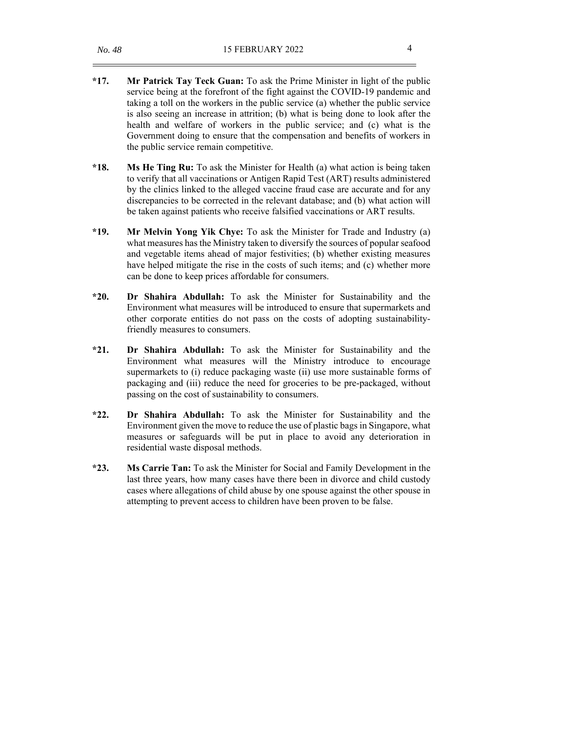**\*17.** **Mr Patrick Tay Teck Guan:** To ask the Prime Minister in light of the public service being at the forefront of the fight against the COVID-19 pandemic and taking a toll on the workers in the public service (a) whether the public service is also seeing an increase in attrition; (b) what is being done to look after the health and welfare of workers in the public service; and (c) what is the Government doing to ensure that the compensation and benefits of workers in the public service remain competitive.

**\*18.** **Ms He Ting Ru:** To ask the Minister for Health (a) what action is being taken to verify that all vaccinations or Antigen Rapid Test (ART) results administered by the clinics linked to the alleged vaccine fraud case are accurate and for any discrepancies to be corrected in the relevant database; and (b) what action will be taken against patients who receive falsified vaccinations or ART results.

**\*19.** **Mr Melvin Yong Yik Chye:** To ask the Minister for Trade and Industry (a) what measures has the Ministry taken to diversify the sources of popular seafood and vegetable items ahead of major festivities; (b) whether existing measures have helped mitigate the rise in the costs of such items; and (c) whether more can be done to keep prices affordable for consumers.

**\*20.** **Dr Shahira Abdullah:** To ask the Minister for Sustainability and the Environment what measures will be introduced to ensure that supermarkets and other corporate entities do not pass on the costs of adopting sustainability-friendly measures to consumers.

**\*21.** **Dr Shahira Abdullah:** To ask the Minister for Sustainability and the Environment what measures will the Ministry introduce to encourage supermarkets to (i) reduce packaging waste (ii) use more sustainable forms of packaging and (iii) reduce the need for groceries to be pre-packaged, without passing on the cost of sustainability to consumers.

**\*22.** **Dr Shahira Abdullah:** To ask the Minister for Sustainability and the Environment given the move to reduce the use of plastic bags in Singapore, what measures or safeguards will be put in place to avoid any deterioration in residential waste disposal methods.

**\*23.** **Ms Carrie Tan:** To ask the Minister for Social and Family Development in the last three years, how many cases have there been in divorce and child custody cases where allegations of child abuse by one spouse against the other spouse in attempting to prevent access to children have been proven to be false.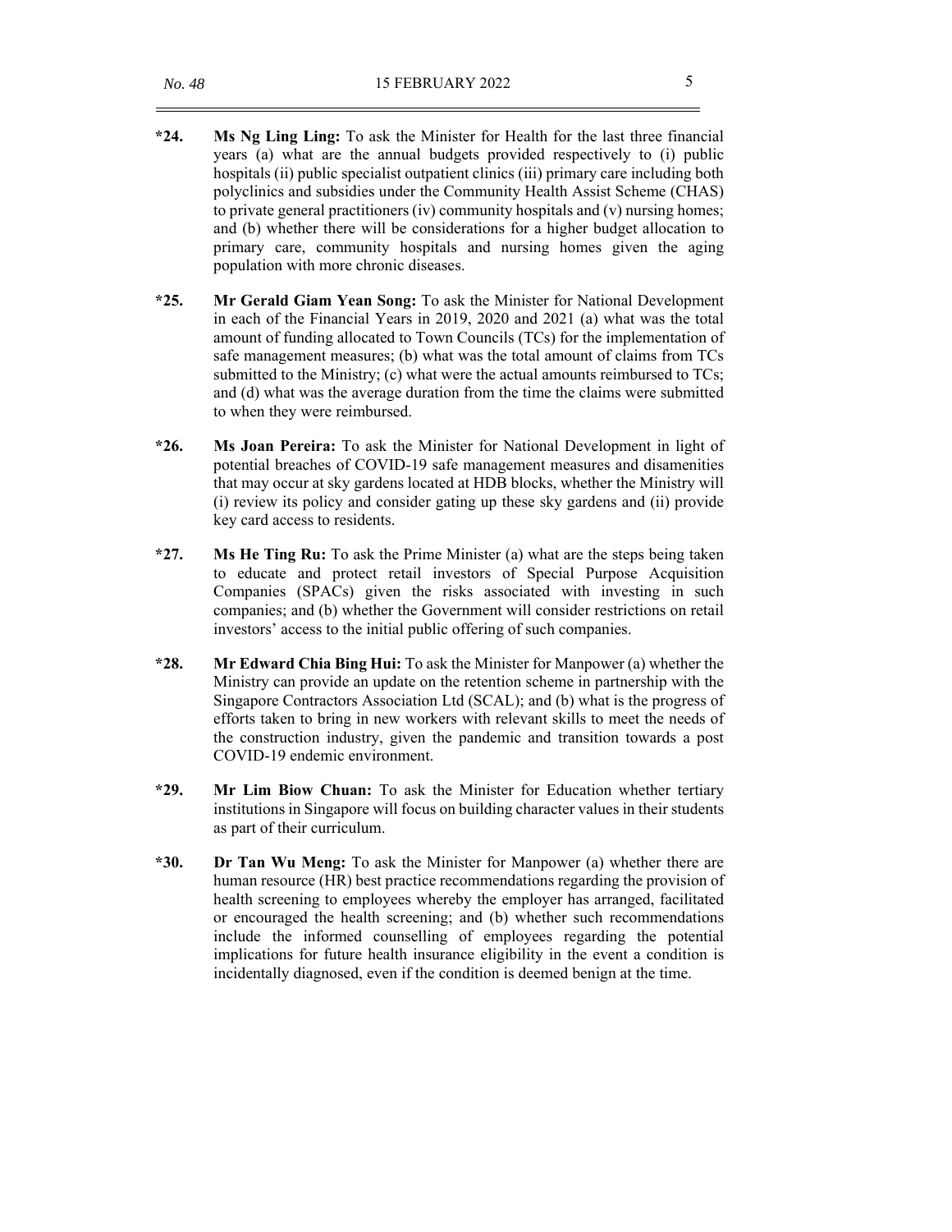**\*24.** **Ms Ng Ling Ling:** To ask the Minister for Health for the last three financial years (a) what are the annual budgets provided respectively to (i) public hospitals (ii) public specialist outpatient clinics (iii) primary care including both polyclinics and subsidies under the Community Health Assist Scheme (CHAS) to private general practitioners (iv) community hospitals and (v) nursing homes; and (b) whether there will be considerations for a higher budget allocation to primary care, community hospitals and nursing homes given the aging population with more chronic diseases.

**\*25.** **Mr Gerald Giam Yean Song:** To ask the Minister for National Development in each of the Financial Years in 2019, 2020 and 2021 (a) what was the total amount of funding allocated to Town Councils (TCs) for the implementation of safe management measures; (b) what was the total amount of claims from TCs submitted to the Ministry; (c) what were the actual amounts reimbursed to TCs; and (d) what was the average duration from the time the claims were submitted to when they were reimbursed.

**\*26.** **Ms Joan Pereira:** To ask the Minister for National Development in light of potential breaches of COVID-19 safe management measures and disamenities that may occur at sky gardens located at HDB blocks, whether the Ministry will (i) review its policy and consider gating up these sky gardens and (ii) provide key card access to residents.

**\*27.** **Ms He Ting Ru:** To ask the Prime Minister (a) what are the steps being taken to educate and protect retail investors of Special Purpose Acquisition Companies (SPACs) given the risks associated with investing in such companies; and (b) whether the Government will consider restrictions on retail investors' access to the initial public offering of such companies.

**\*28.** **Mr Edward Chia Bing Hui:** To ask the Minister for Manpower (a) whether the Ministry can provide an update on the retention scheme in partnership with the Singapore Contractors Association Ltd (SCAL); and (b) what is the progress of efforts taken to bring in new workers with relevant skills to meet the needs of the construction industry, given the pandemic and transition towards a post COVID-19 endemic environment.

**\*29.** **Mr Lim Biow Chuan:** To ask the Minister for Education whether tertiary institutions in Singapore will focus on building character values in their students as part of their curriculum.

**\*30.** **Dr Tan Wu Meng:** To ask the Minister for Manpower (a) whether there are human resource (HR) best practice recommendations regarding the provision of health screening to employees whereby the employer has arranged, facilitated or encouraged the health screening; and (b) whether such recommendations include the informed counselling of employees regarding the potential implications for future health insurance eligibility in the event a condition is incidentally diagnosed, even if the condition is deemed benign at the time.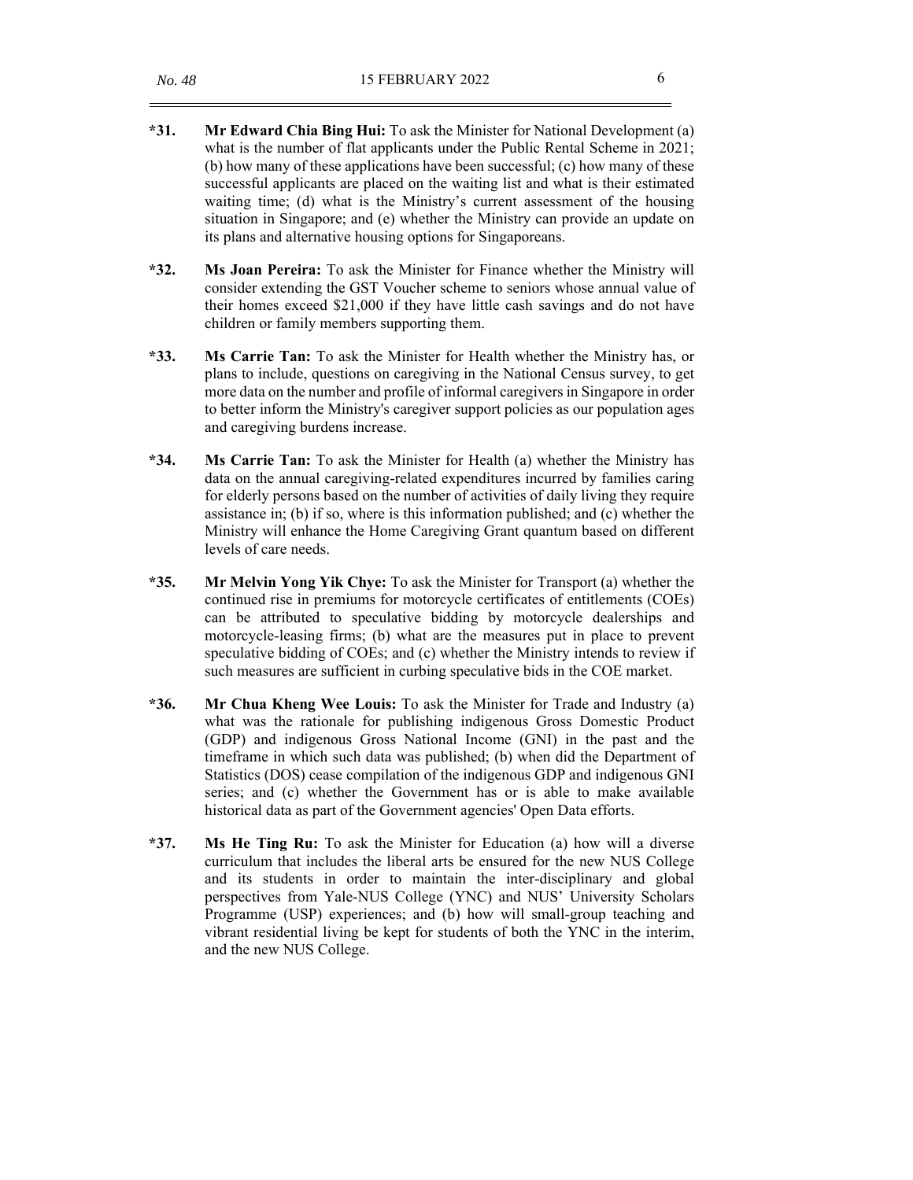**\*31.** **Mr Edward Chia Bing Hui:** To ask the Minister for National Development (a) what is the number of flat applicants under the Public Rental Scheme in 2021; (b) how many of these applications have been successful; (c) how many of these successful applicants are placed on the waiting list and what is their estimated waiting time; (d) what is the Ministry's current assessment of the housing situation in Singapore; and (e) whether the Ministry can provide an update on its plans and alternative housing options for Singaporeans.

**\*32.** **Ms Joan Pereira:** To ask the Minister for Finance whether the Ministry will consider extending the GST Voucher scheme to seniors whose annual value of their homes exceed $21,000 if they have little cash savings and do not have children or family members supporting them.

**\*33.** **Ms Carrie Tan:** To ask the Minister for Health whether the Ministry has, or plans to include, questions on caregiving in the National Census survey, to get more data on the number and profile of informal caregivers in Singapore in order to better inform the Ministry's caregiver support policies as our population ages and caregiving burdens increase.

**\*34.** **Ms Carrie Tan:** To ask the Minister for Health (a) whether the Ministry has data on the annual caregiving-related expenditures incurred by families caring for elderly persons based on the number of activities of daily living they require assistance in; (b) if so, where is this information published; and (c) whether the Ministry will enhance the Home Caregiving Grant quantum based on different levels of care needs.

**\*35.** **Mr Melvin Yong Yik Chye:** To ask the Minister for Transport (a) whether the continued rise in premiums for motorcycle certificates of entitlements (COEs) can be attributed to speculative bidding by motorcycle dealerships and motorcycle-leasing firms; (b) what are the measures put in place to prevent speculative bidding of COEs; and (c) whether the Ministry intends to review if such measures are sufficient in curbing speculative bids in the COE market.

**\*36.** **Mr Chua Kheng Wee Louis:** To ask the Minister for Trade and Industry (a) what was the rationale for publishing indigenous Gross Domestic Product (GDP) and indigenous Gross National Income (GNI) in the past and the timeframe in which such data was published; (b) when did the Department of Statistics (DOS) cease compilation of the indigenous GDP and indigenous GNI series; and (c) whether the Government has or is able to make available historical data as part of the Government agencies' Open Data efforts.

**\*37.** **Ms He Ting Ru:** To ask the Minister for Education (a) how will a diverse curriculum that includes the liberal arts be ensured for the new NUS College and its students in order to maintain the inter-disciplinary and global perspectives from Yale-NUS College (YNC) and NUS' University Scholars Programme (USP) experiences; and (b) how will small-group teaching and vibrant residential living be kept for students of both the YNC in the interim, and the new NUS College.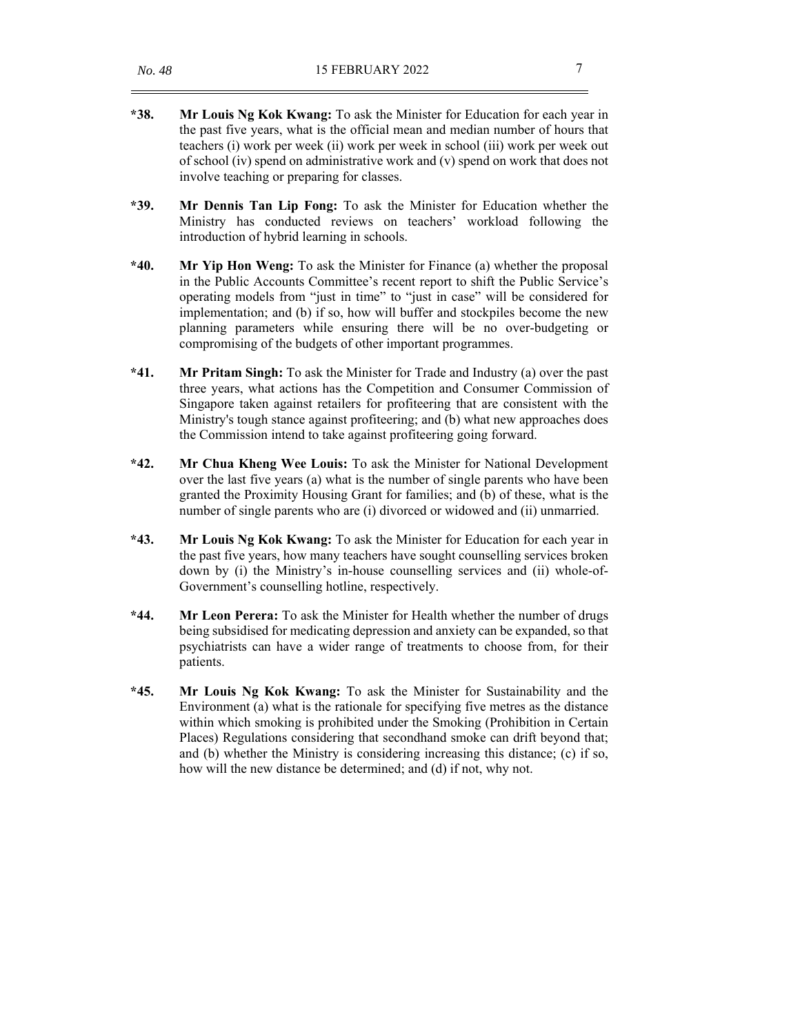**\*38. Mr Louis Ng Kok Kwang:** To ask the Minister for Education for each year in the past five years, what is the official mean and median number of hours that teachers (i) work per week (ii) work per week in school (iii) work per week out of school (iv) spend on administrative work and (v) spend on work that does not involve teaching or preparing for classes.

**\*39. Mr Dennis Tan Lip Fong:** To ask the Minister for Education whether the Ministry has conducted reviews on teachers' workload following the introduction of hybrid learning in schools.

**\*40. Mr Yip Hon Weng:** To ask the Minister for Finance (a) whether the proposal in the Public Accounts Committee's recent report to shift the Public Service's operating models from "just in time" to "just in case" will be considered for implementation; and (b) if so, how will buffer and stockpiles become the new planning parameters while ensuring there will be no over-budgeting or compromising of the budgets of other important programmes.

**\*41. Mr Pritam Singh:** To ask the Minister for Trade and Industry (a) over the past three years, what actions has the Competition and Consumer Commission of Singapore taken against retailers for profiteering that are consistent with the Ministry's tough stance against profiteering; and (b) what new approaches does the Commission intend to take against profiteering going forward.

**\*42. Mr Chua Kheng Wee Louis:** To ask the Minister for National Development over the last five years (a) what is the number of single parents who have been granted the Proximity Housing Grant for families; and (b) of these, what is the number of single parents who are (i) divorced or widowed and (ii) unmarried.

**\*43. Mr Louis Ng Kok Kwang:** To ask the Minister for Education for each year in the past five years, how many teachers have sought counselling services broken down by (i) the Ministry's in-house counselling services and (ii) whole-of-Government's counselling hotline, respectively.

**\*44. Mr Leon Perera:** To ask the Minister for Health whether the number of drugs being subsidised for medicating depression and anxiety can be expanded, so that psychiatrists can have a wider range of treatments to choose from, for their patients.

**\*45. Mr Louis Ng Kok Kwang:** To ask the Minister for Sustainability and the Environment (a) what is the rationale for specifying five metres as the distance within which smoking is prohibited under the Smoking (Prohibition in Certain Places) Regulations considering that secondhand smoke can drift beyond that; and (b) whether the Ministry is considering increasing this distance; (c) if so, how will the new distance be determined; and (d) if not, why not.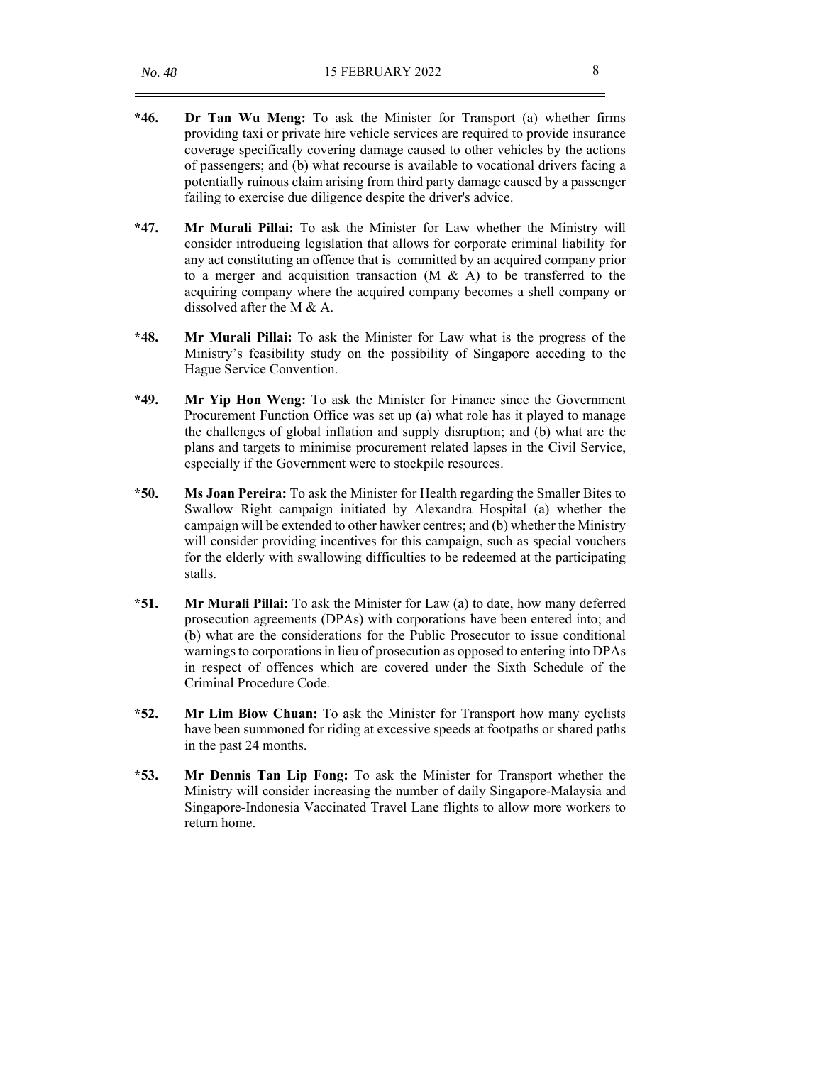**\*46.** **Dr Tan Wu Meng:** To ask the Minister for Transport (a) whether firms providing taxi or private hire vehicle services are required to provide insurance coverage specifically covering damage caused to other vehicles by the actions of passengers; and (b) what recourse is available to vocational drivers facing a potentially ruinous claim arising from third party damage caused by a passenger failing to exercise due diligence despite the driver's advice.

**\*47.** **Mr Murali Pillai:** To ask the Minister for Law whether the Ministry will consider introducing legislation that allows for corporate criminal liability for any act constituting an offence that is committed by an acquired company prior to a merger and acquisition transaction (M & A) to be transferred to the acquiring company where the acquired company becomes a shell company or dissolved after the M & A.

**\*48.** **Mr Murali Pillai:** To ask the Minister for Law what is the progress of the Ministry's feasibility study on the possibility of Singapore acceding to the Hague Service Convention.

**\*49.** **Mr Yip Hon Weng:** To ask the Minister for Finance since the Government Procurement Function Office was set up (a) what role has it played to manage the challenges of global inflation and supply disruption; and (b) what are the plans and targets to minimise procurement related lapses in the Civil Service, especially if the Government were to stockpile resources.

**\*50.** **Ms Joan Pereira:** To ask the Minister for Health regarding the Smaller Bites to Swallow Right campaign initiated by Alexandra Hospital (a) whether the campaign will be extended to other hawker centres; and (b) whether the Ministry will consider providing incentives for this campaign, such as special vouchers for the elderly with swallowing difficulties to be redeemed at the participating stalls.

**\*51.** **Mr Murali Pillai:** To ask the Minister for Law (a) to date, how many deferred prosecution agreements (DPAs) with corporations have been entered into; and (b) what are the considerations for the Public Prosecutor to issue conditional warnings to corporations in lieu of prosecution as opposed to entering into DPAs in respect of offences which are covered under the Sixth Schedule of the Criminal Procedure Code.

**\*52.** **Mr Lim Biow Chuan:** To ask the Minister for Transport how many cyclists have been summoned for riding at excessive speeds at footpaths or shared paths in the past 24 months.

**\*53.** **Mr Dennis Tan Lip Fong:** To ask the Minister for Transport whether the Ministry will consider increasing the number of daily Singapore-Malaysia and Singapore-Indonesia Vaccinated Travel Lane flights to allow more workers to return home.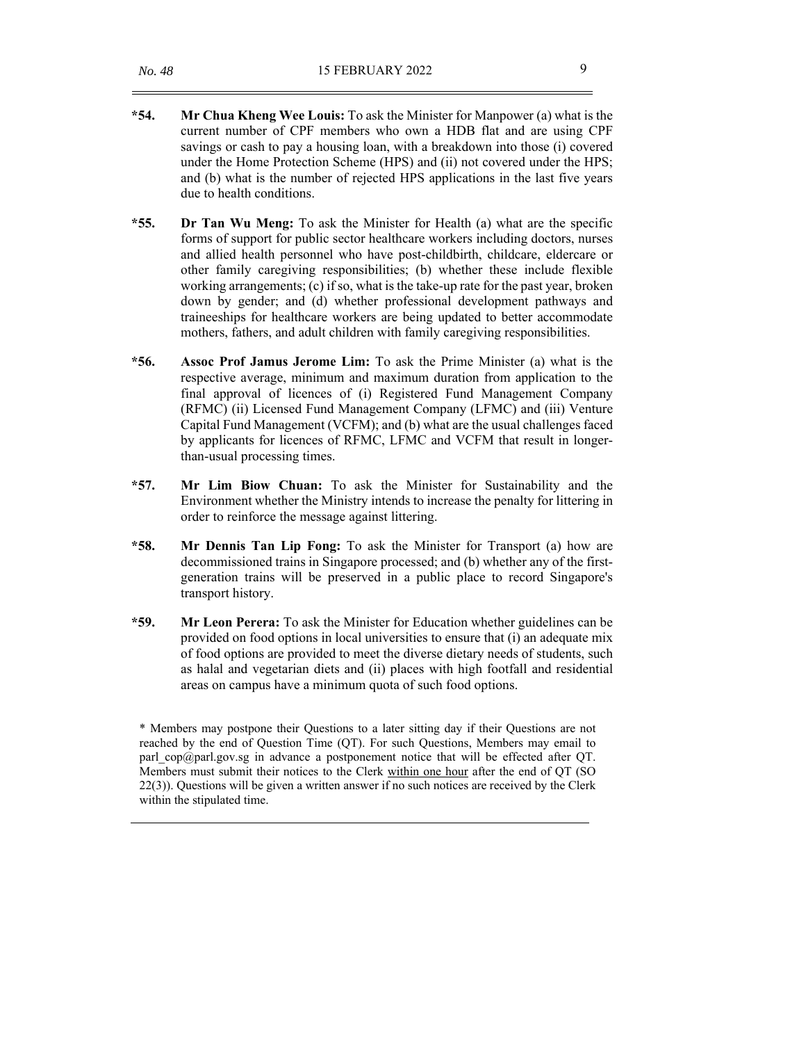**\*54.** **Mr Chua Kheng Wee Louis:** To ask the Minister for Manpower (a) what is the current number of CPF members who own a HDB flat and are using CPF savings or cash to pay a housing loan, with a breakdown into those (i) covered under the Home Protection Scheme (HPS) and (ii) not covered under the HPS; and (b) what is the number of rejected HPS applications in the last five years due to health conditions.

**\*55.** **Dr Tan Wu Meng:** To ask the Minister for Health (a) what are the specific forms of support for public sector healthcare workers including doctors, nurses and allied health personnel who have post-childbirth, childcare, eldercare or other family caregiving responsibilities; (b) whether these include flexible working arrangements; (c) if so, what is the take-up rate for the past year, broken down by gender; and (d) whether professional development pathways and traineeships for healthcare workers are being updated to better accommodate mothers, fathers, and adult children with family caregiving responsibilities.

**\*56.** **Assoc Prof Jamus Jerome Lim:** To ask the Prime Minister (a) what is the respective average, minimum and maximum duration from application to the final approval of licences of (i) Registered Fund Management Company (RFMC) (ii) Licensed Fund Management Company (LFMC) and (iii) Venture Capital Fund Management (VCFM); and (b) what are the usual challenges faced by applicants for licences of RFMC, LFMC and VCFM that result in longer-than-usual processing times.

**\*57.** **Mr Lim Biow Chuan:** To ask the Minister for Sustainability and the Environment whether the Ministry intends to increase the penalty for littering in order to reinforce the message against littering.

**\*58.** **Mr Dennis Tan Lip Fong:** To ask the Minister for Transport (a) how are decommissioned trains in Singapore processed; and (b) whether any of the first-generation trains will be preserved in a public place to record Singapore's transport history.

**\*59.** **Mr Leon Perera:** To ask the Minister for Education whether guidelines can be provided on food options in local universities to ensure that (i) an adequate mix of food options are provided to meet the diverse dietary needs of students, such as halal and vegetarian diets and (ii) places with high footfall and residential areas on campus have a minimum quota of such food options.

---

\* Members may postpone their Questions to a later sitting day if their Questions are not reached by the end of Question Time (QT). For such Questions, Members may email to parl_cop@parl.gov.sg in advance a postponement notice that will be effected after QT. Members must submit their notices to the Clerk <u>within one hour</u> after the end of QT (SO 22(3)). Questions will be given a written answer if no such notices are received by the Clerk within the stipulated time.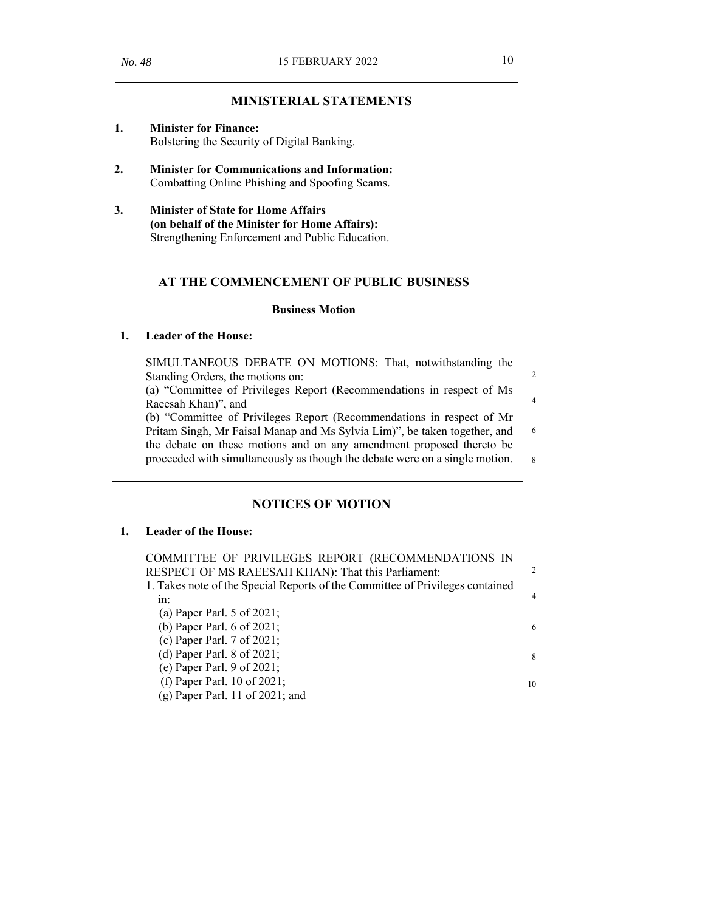## MINISTERIAL STATEMENTS

1. **Minister for Finance:**
   Bolstering the Security of Digital Banking.

2. **Minister for Communications and Information:**
   Combatting Online Phishing and Spoofing Scams.

3. **Minister of State for Home Affairs**
   **(on behalf of the Minister for Home Affairs):**
   Strengthening Enforcement and Public Education.

## AT THE COMMENCEMENT OF PUBLIC BUSINESS

### Business Motion

**1. Leader of the House:**

SIMULTANEOUS DEBATE ON MOTIONS: That, notwithstanding the Standing Orders, the motions on:
(a) "Committee of Privileges Report (Recommendations in respect of Ms Raeesah Khan)", and
(b) "Committee of Privileges Report (Recommendations in respect of Mr Pritam Singh, Mr Faisal Manap and Ms Sylvia Lim)", be taken together, and the debate on these motions and on any amendment proposed thereto be proceeded with simultaneously as though the debate were on a single motion.

## NOTICES OF MOTION

**1. Leader of the House:**

COMMITTEE OF PRIVILEGES REPORT (RECOMMENDATIONS IN RESPECT OF MS RAEESAH KHAN): That this Parliament:
1. Takes note of the Special Reports of the Committee of Privileges contained in:
   (a) Paper Parl. 5 of 2021;
   (b) Paper Parl. 6 of 2021;
   (c) Paper Parl. 7 of 2021;
   (d) Paper Parl. 8 of 2021;
   (e) Paper Parl. 9 of 2021;
   (f) Paper Parl. 10 of 2021;
   (g) Paper Parl. 11 of 2021; and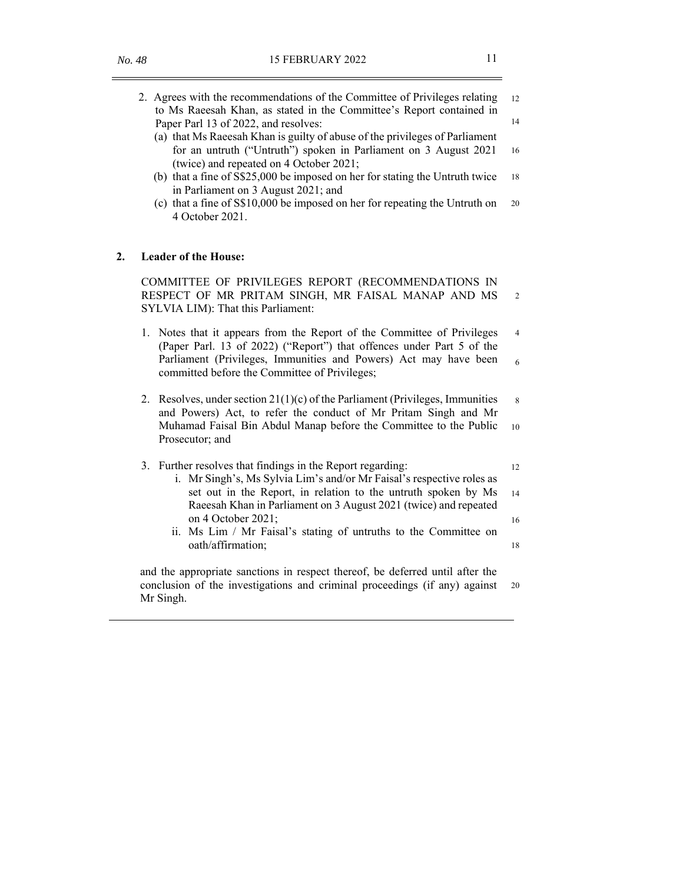2. Agrees with the recommendations of the Committee of Privileges relating to Ms Raeesah Khan, as stated in the Committee's Report contained in Paper Parl 13 of 2022, and resolves:
   (a) that Ms Raeesah Khan is guilty of abuse of the privileges of Parliament for an untruth ("Untruth") spoken in Parliament on 3 August 2021 (twice) and repeated on 4 October 2021;
   (b) that a fine of S$25,000 be imposed on her for stating the Untruth twice in Parliament on 3 August 2021; and
   (c) that a fine of S$10,000 be imposed on her for repeating the Untruth on 4 October 2021.

**2. Leader of the House:**

COMMITTEE OF PRIVILEGES REPORT (RECOMMENDATIONS IN RESPECT OF MR PRITAM SINGH, MR FAISAL MANAP AND MS SYLVIA LIM): That this Parliament:

1. Notes that it appears from the Report of the Committee of Privileges (Paper Parl. 13 of 2022) ("Report") that offences under Part 5 of the Parliament (Privileges, Immunities and Powers) Act may have been committed before the Committee of Privileges;

2. Resolves, under section 21(1)(c) of the Parliament (Privileges, Immunities and Powers) Act, to refer the conduct of Mr Pritam Singh and Mr Muhamad Faisal Bin Abdul Manap before the Committee to the Public Prosecutor; and

3. Further resolves that findings in the Report regarding:
   i. Mr Singh's, Ms Sylvia Lim's and/or Mr Faisal's respective roles as set out in the Report, in relation to the untruth spoken by Ms Raeesah Khan in Parliament on 3 August 2021 (twice) and repeated on 4 October 2021;
   ii. Ms Lim / Mr Faisal's stating of untruths to the Committee on oath/affirmation;

and the appropriate sanctions in respect thereof, be deferred until after the conclusion of the investigations and criminal proceedings (if any) against Mr Singh.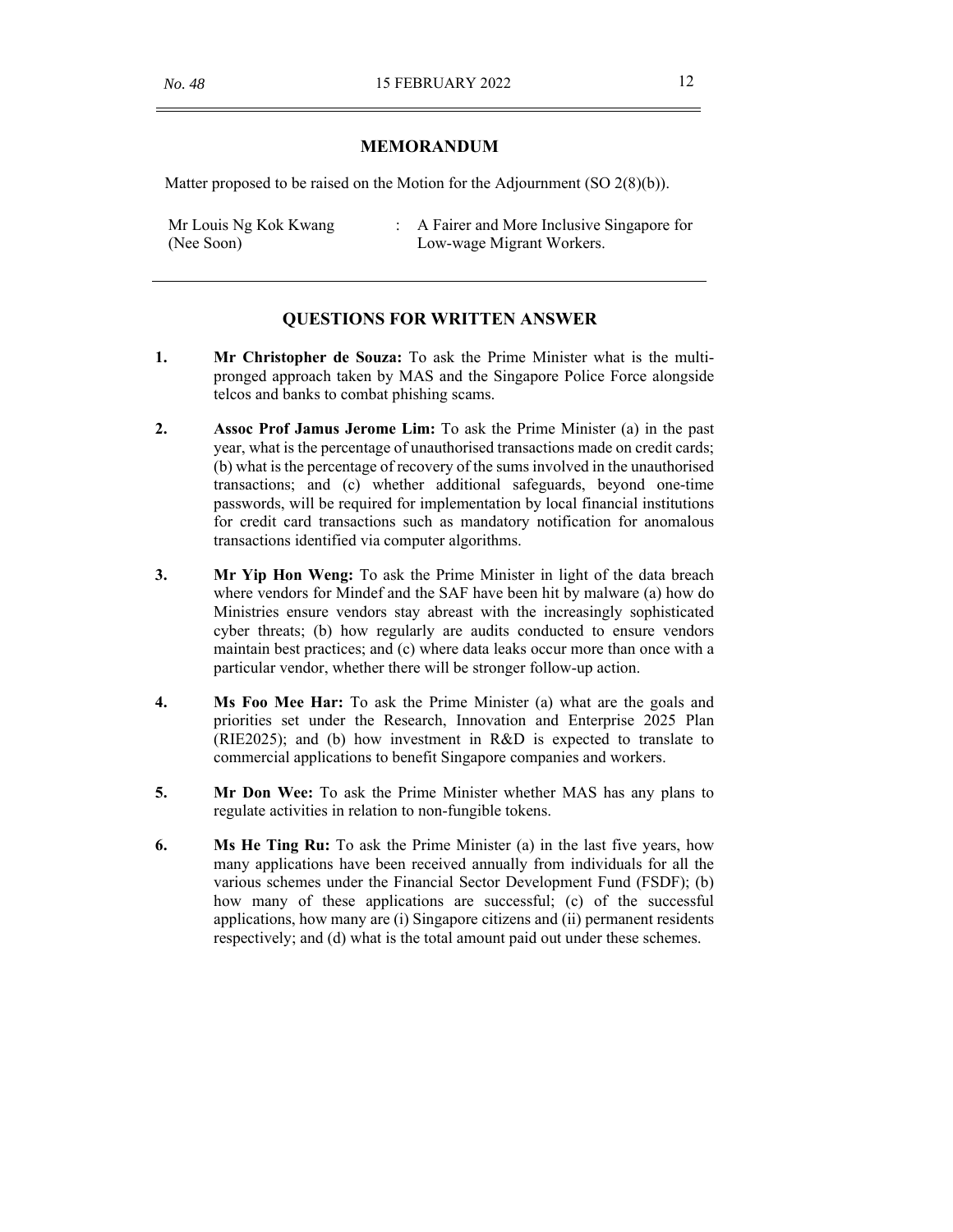## MEMORANDUM

Matter proposed to be raised on the Motion for the Adjournment (SO 2(8)(b)).

| | | |
|---|---|---|
| Mr Louis Ng Kok Kwang (Nee Soon) | : | A Fairer and More Inclusive Singapore for Low-wage Migrant Workers. |

---

## QUESTIONS FOR WRITTEN ANSWER

**1.** **Mr Christopher de Souza:** To ask the Prime Minister what is the multi-pronged approach taken by MAS and the Singapore Police Force alongside telcos and banks to combat phishing scams.

**2.** **Assoc Prof Jamus Jerome Lim:** To ask the Prime Minister (a) in the past year, what is the percentage of unauthorised transactions made on credit cards; (b) what is the percentage of recovery of the sums involved in the unauthorised transactions; and (c) whether additional safeguards, beyond one-time passwords, will be required for implementation by local financial institutions for credit card transactions such as mandatory notification for anomalous transactions identified via computer algorithms.

**3.** **Mr Yip Hon Weng:** To ask the Prime Minister in light of the data breach where vendors for Mindef and the SAF have been hit by malware (a) how do Ministries ensure vendors stay abreast with the increasingly sophisticated cyber threats; (b) how regularly are audits conducted to ensure vendors maintain best practices; and (c) where data leaks occur more than once with a particular vendor, whether there will be stronger follow-up action.

**4.** **Ms Foo Mee Har:** To ask the Prime Minister (a) what are the goals and priorities set under the Research, Innovation and Enterprise 2025 Plan (RIE2025); and (b) how investment in R&D is expected to translate to commercial applications to benefit Singapore companies and workers.

**5.** **Mr Don Wee:** To ask the Prime Minister whether MAS has any plans to regulate activities in relation to non-fungible tokens.

**6.** **Ms He Ting Ru:** To ask the Prime Minister (a) in the last five years, how many applications have been received annually from individuals for all the various schemes under the Financial Sector Development Fund (FSDF); (b) how many of these applications are successful; (c) of the successful applications, how many are (i) Singapore citizens and (ii) permanent residents respectively; and (d) what is the total amount paid out under these schemes.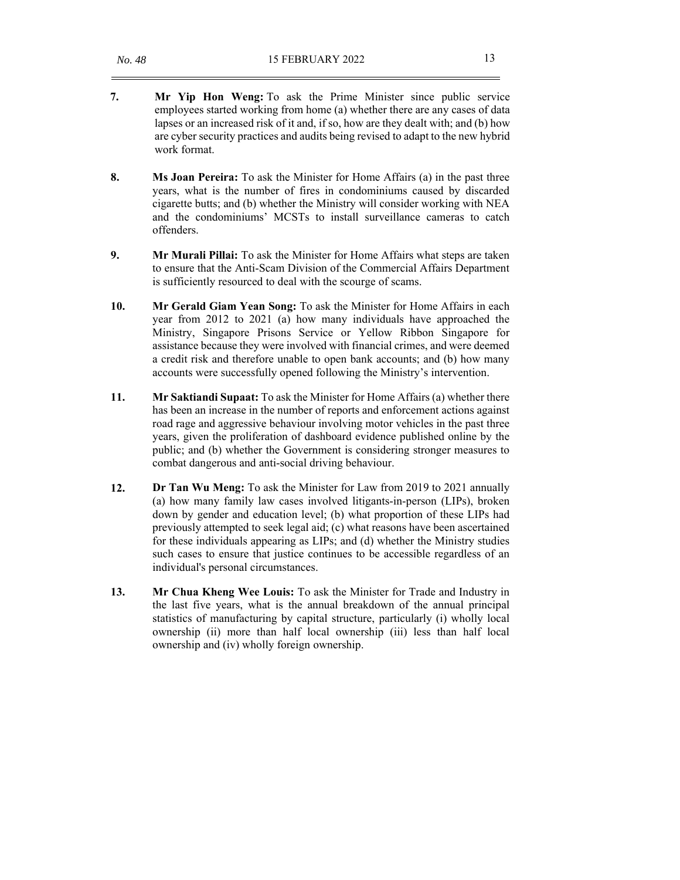**7.** **Mr Yip Hon Weng:** To ask the Prime Minister since public service employees started working from home (a) whether there are any cases of data lapses or an increased risk of it and, if so, how are they dealt with; and (b) how are cyber security practices and audits being revised to adapt to the new hybrid work format.

**8.** **Ms Joan Pereira:** To ask the Minister for Home Affairs (a) in the past three years, what is the number of fires in condominiums caused by discarded cigarette butts; and (b) whether the Ministry will consider working with NEA and the condominiums' MCSTs to install surveillance cameras to catch offenders.

**9.** **Mr Murali Pillai:** To ask the Minister for Home Affairs what steps are taken to ensure that the Anti-Scam Division of the Commercial Affairs Department is sufficiently resourced to deal with the scourge of scams.

**10.** **Mr Gerald Giam Yean Song:** To ask the Minister for Home Affairs in each year from 2012 to 2021 (a) how many individuals have approached the Ministry, Singapore Prisons Service or Yellow Ribbon Singapore for assistance because they were involved with financial crimes, and were deemed a credit risk and therefore unable to open bank accounts; and (b) how many accounts were successfully opened following the Ministry's intervention.

**11.** **Mr Saktiandi Supaat:** To ask the Minister for Home Affairs (a) whether there has been an increase in the number of reports and enforcement actions against road rage and aggressive behaviour involving motor vehicles in the past three years, given the proliferation of dashboard evidence published online by the public; and (b) whether the Government is considering stronger measures to combat dangerous and anti-social driving behaviour.

**12.** **Dr Tan Wu Meng:** To ask the Minister for Law from 2019 to 2021 annually (a) how many family law cases involved litigants-in-person (LIPs), broken down by gender and education level; (b) what proportion of these LIPs had previously attempted to seek legal aid; (c) what reasons have been ascertained for these individuals appearing as LIPs; and (d) whether the Ministry studies such cases to ensure that justice continues to be accessible regardless of an individual's personal circumstances.

**13.** **Mr Chua Kheng Wee Louis:** To ask the Minister for Trade and Industry in the last five years, what is the annual breakdown of the annual principal statistics of manufacturing by capital structure, particularly (i) wholly local ownership (ii) more than half local ownership (iii) less than half local ownership and (iv) wholly foreign ownership.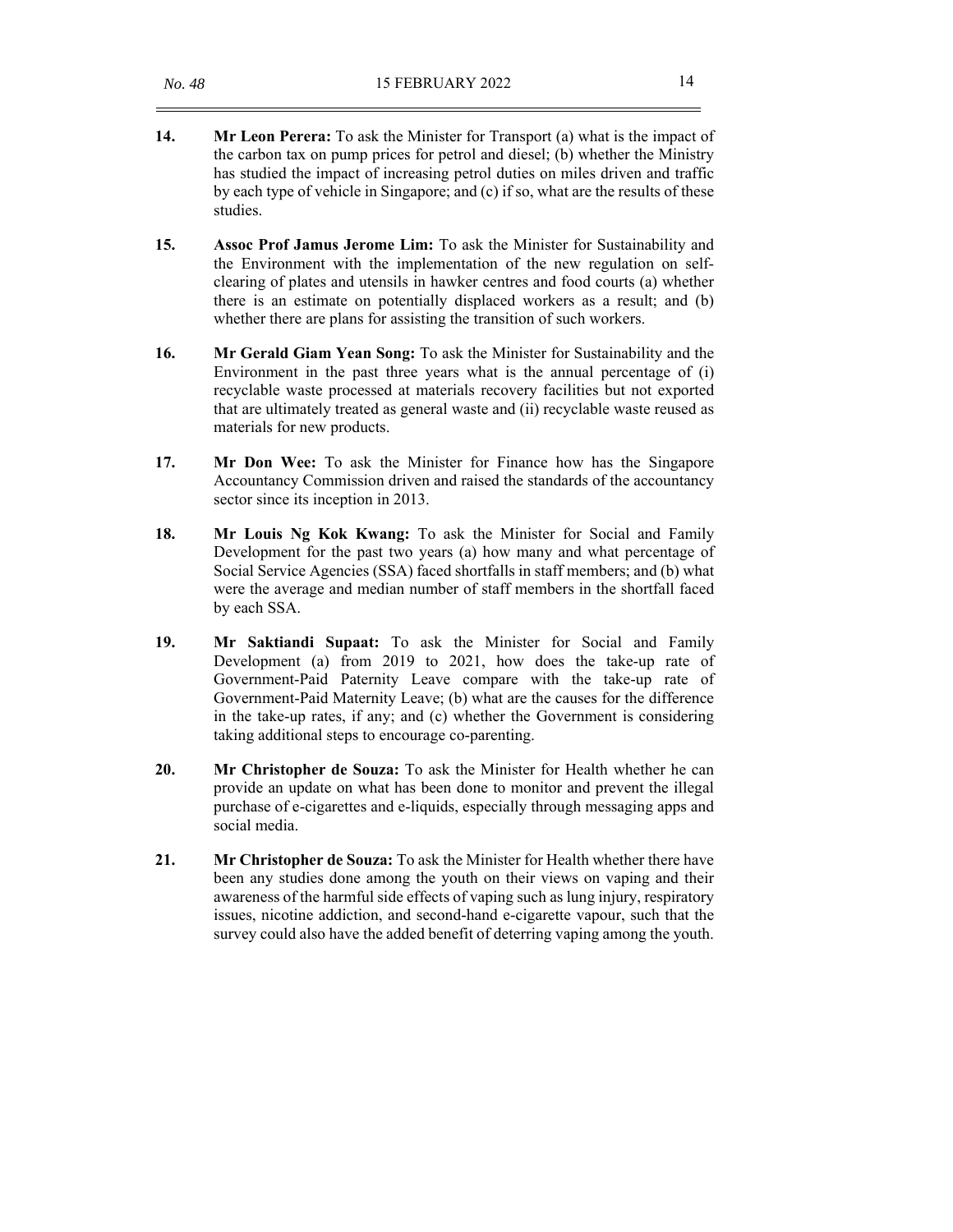**14.** **Mr Leon Perera:** To ask the Minister for Transport (a) what is the impact of the carbon tax on pump prices for petrol and diesel; (b) whether the Ministry has studied the impact of increasing petrol duties on miles driven and traffic by each type of vehicle in Singapore; and (c) if so, what are the results of these studies.

**15.** **Assoc Prof Jamus Jerome Lim:** To ask the Minister for Sustainability and the Environment with the implementation of the new regulation on self-clearing of plates and utensils in hawker centres and food courts (a) whether there is an estimate on potentially displaced workers as a result; and (b) whether there are plans for assisting the transition of such workers.

**16.** **Mr Gerald Giam Yean Song:** To ask the Minister for Sustainability and the Environment in the past three years what is the annual percentage of (i) recyclable waste processed at materials recovery facilities but not exported that are ultimately treated as general waste and (ii) recyclable waste reused as materials for new products.

**17.** **Mr Don Wee:** To ask the Minister for Finance how has the Singapore Accountancy Commission driven and raised the standards of the accountancy sector since its inception in 2013.

**18.** **Mr Louis Ng Kok Kwang:** To ask the Minister for Social and Family Development for the past two years (a) how many and what percentage of Social Service Agencies (SSA) faced shortfalls in staff members; and (b) what were the average and median number of staff members in the shortfall faced by each SSA.

**19.** **Mr Saktiandi Supaat:** To ask the Minister for Social and Family Development (a) from 2019 to 2021, how does the take-up rate of Government-Paid Paternity Leave compare with the take-up rate of Government-Paid Maternity Leave; (b) what are the causes for the difference in the take-up rates, if any; and (c) whether the Government is considering taking additional steps to encourage co-parenting.

**20.** **Mr Christopher de Souza:** To ask the Minister for Health whether he can provide an update on what has been done to monitor and prevent the illegal purchase of e-cigarettes and e-liquids, especially through messaging apps and social media.

**21.** **Mr Christopher de Souza:** To ask the Minister for Health whether there have been any studies done among the youth on their views on vaping and their awareness of the harmful side effects of vaping such as lung injury, respiratory issues, nicotine addiction, and second-hand e-cigarette vapour, such that the survey could also have the added benefit of deterring vaping among the youth.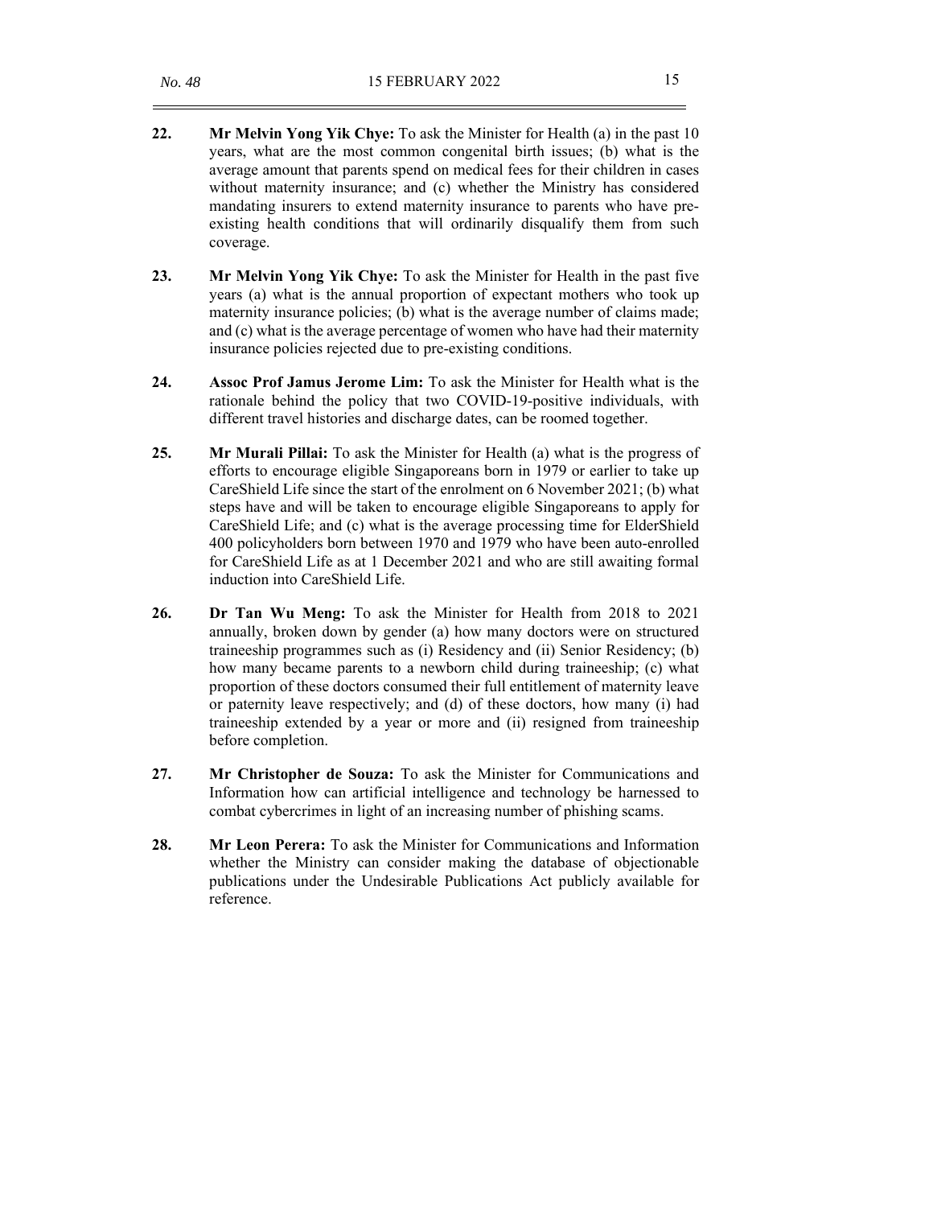**22.** **Mr Melvin Yong Yik Chye:** To ask the Minister for Health (a) in the past 10 years, what are the most common congenital birth issues; (b) what is the average amount that parents spend on medical fees for their children in cases without maternity insurance; and (c) whether the Ministry has considered mandating insurers to extend maternity insurance to parents who have pre-existing health conditions that will ordinarily disqualify them from such coverage.

**23.** **Mr Melvin Yong Yik Chye:** To ask the Minister for Health in the past five years (a) what is the annual proportion of expectant mothers who took up maternity insurance policies; (b) what is the average number of claims made; and (c) what is the average percentage of women who have had their maternity insurance policies rejected due to pre-existing conditions.

**24.** **Assoc Prof Jamus Jerome Lim:** To ask the Minister for Health what is the rationale behind the policy that two COVID-19-positive individuals, with different travel histories and discharge dates, can be roomed together.

**25.** **Mr Murali Pillai:** To ask the Minister for Health (a) what is the progress of efforts to encourage eligible Singaporeans born in 1979 or earlier to take up CareShield Life since the start of the enrolment on 6 November 2021; (b) what steps have and will be taken to encourage eligible Singaporeans to apply for CareShield Life; and (c) what is the average processing time for ElderShield 400 policyholders born between 1970 and 1979 who have been auto-enrolled for CareShield Life as at 1 December 2021 and who are still awaiting formal induction into CareShield Life.

**26.** **Dr Tan Wu Meng:** To ask the Minister for Health from 2018 to 2021 annually, broken down by gender (a) how many doctors were on structured traineeship programmes such as (i) Residency and (ii) Senior Residency; (b) how many became parents to a newborn child during traineeship; (c) what proportion of these doctors consumed their full entitlement of maternity leave or paternity leave respectively; and (d) of these doctors, how many (i) had traineeship extended by a year or more and (ii) resigned from traineeship before completion.

**27.** **Mr Christopher de Souza:** To ask the Minister for Communications and Information how can artificial intelligence and technology be harnessed to combat cybercrimes in light of an increasing number of phishing scams.

**28.** **Mr Leon Perera:** To ask the Minister for Communications and Information whether the Ministry can consider making the database of objectionable publications under the Undesirable Publications Act publicly available for reference.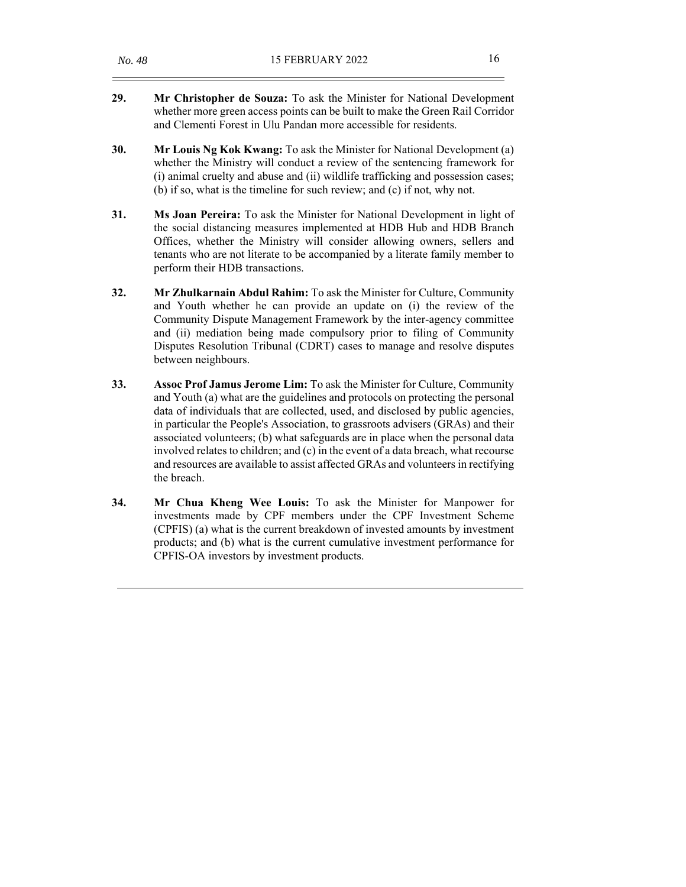**29.** **Mr Christopher de Souza:** To ask the Minister for National Development whether more green access points can be built to make the Green Rail Corridor and Clementi Forest in Ulu Pandan more accessible for residents.

**30.** **Mr Louis Ng Kok Kwang:** To ask the Minister for National Development (a) whether the Ministry will conduct a review of the sentencing framework for (i) animal cruelty and abuse and (ii) wildlife trafficking and possession cases; (b) if so, what is the timeline for such review; and (c) if not, why not.

**31.** **Ms Joan Pereira:** To ask the Minister for National Development in light of the social distancing measures implemented at HDB Hub and HDB Branch Offices, whether the Ministry will consider allowing owners, sellers and tenants who are not literate to be accompanied by a literate family member to perform their HDB transactions.

**32.** **Mr Zhulkarnain Abdul Rahim:** To ask the Minister for Culture, Community and Youth whether he can provide an update on (i) the review of the Community Dispute Management Framework by the inter-agency committee and (ii) mediation being made compulsory prior to filing of Community Disputes Resolution Tribunal (CDRT) cases to manage and resolve disputes between neighbours.

**33.** **Assoc Prof Jamus Jerome Lim:** To ask the Minister for Culture, Community and Youth (a) what are the guidelines and protocols on protecting the personal data of individuals that are collected, used, and disclosed by public agencies, in particular the People's Association, to grassroots advisers (GRAs) and their associated volunteers; (b) what safeguards are in place when the personal data involved relates to children; and (c) in the event of a data breach, what recourse and resources are available to assist affected GRAs and volunteers in rectifying the breach.

**34.** **Mr Chua Kheng Wee Louis:** To ask the Minister for Manpower for investments made by CPF members under the CPF Investment Scheme (CPFIS) (a) what is the current breakdown of invested amounts by investment products; and (b) what is the current cumulative investment performance for CPFIS-OA investors by investment products.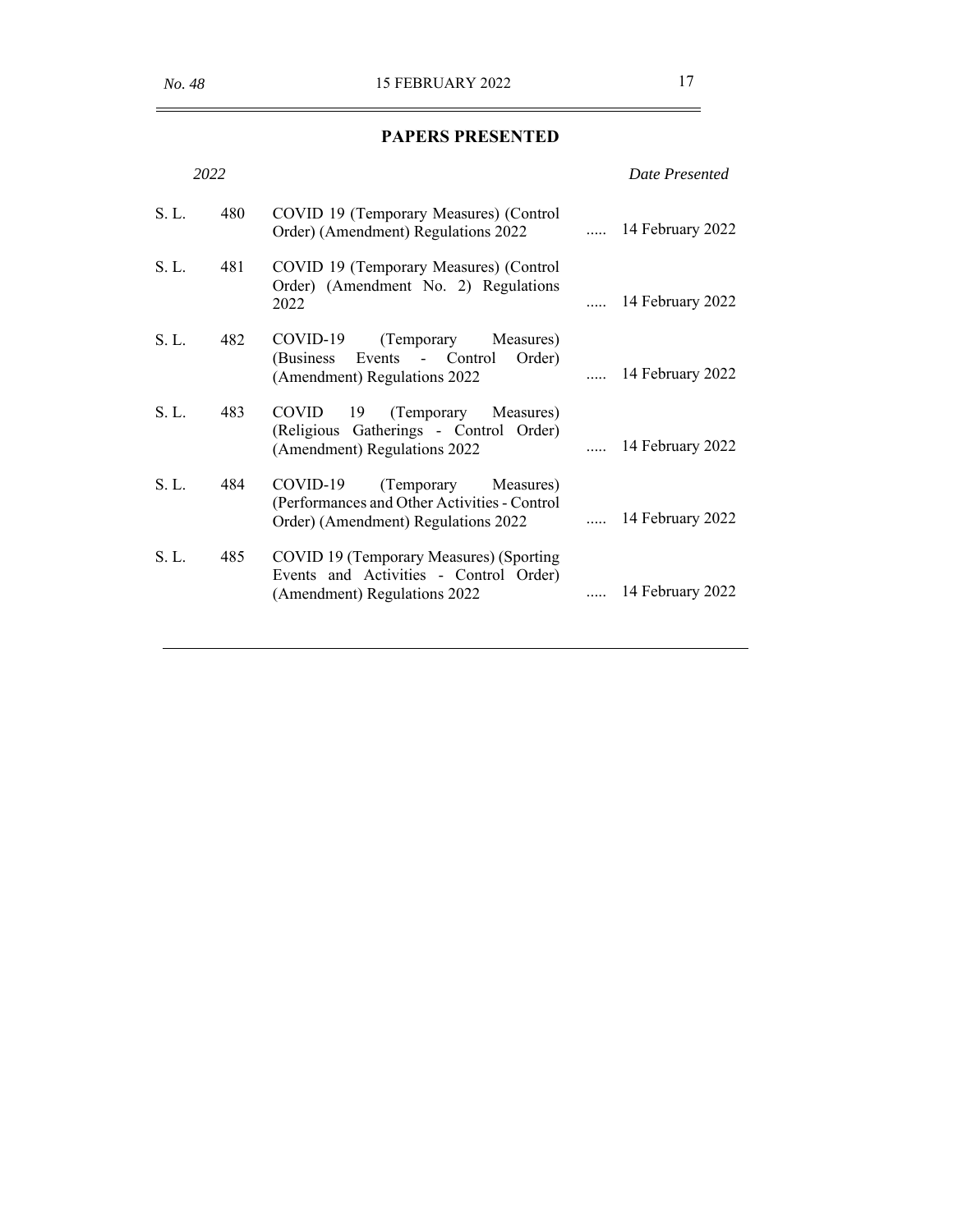## PAPERS PRESENTED

| *2022* | | | | *Date Presented* |
|---|---|---|---|---|
| S. L. | 480 | COVID 19 (Temporary Measures) (Control Order) (Amendment) Regulations 2022 | ..... | 14 February 2022 |
| S. L. | 481 | COVID 19 (Temporary Measures) (Control Order) (Amendment No. 2) Regulations 2022 | ..... | 14 February 2022 |
| S. L. | 482 | COVID-19 (Temporary Measures) (Business Events - Control Order) (Amendment) Regulations 2022 | ..... | 14 February 2022 |
| S. L. | 483 | COVID 19 (Temporary Measures) (Religious Gatherings - Control Order) (Amendment) Regulations 2022 | ..... | 14 February 2022 |
| S. L. | 484 | COVID-19 (Temporary Measures) (Performances and Other Activities - Control Order) (Amendment) Regulations 2022 | ..... | 14 February 2022 |
| S. L. | 485 | COVID 19 (Temporary Measures) (Sporting Events and Activities - Control Order) (Amendment) Regulations 2022 | ..... | 14 February 2022 |